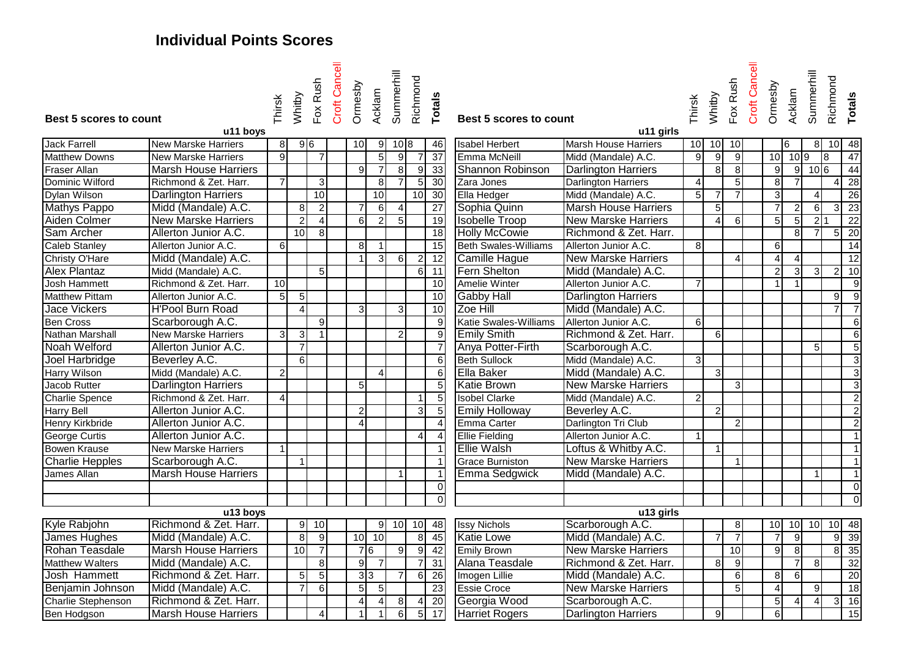## Individual Points Scores

**Best 5 scores to count**

| u11 boys | | Thirsk | Whitby | Fox Rush | Croft Cancell | Ormesby | Acklam | Summerhill | Richmond | Totals |
|---|---|---|---|---|---|---|---|---|---|---|
| Jack Farrell | New Marske Harriers | 8 | 9 | 6 | | 10 | 9 | 10 | 8 | 46 |
| Matthew Downs | New Marske Harriers | 9 | | 7 | | | 5 | 9 | 7 | 37 |
| Fraser Allan | Marsh House Harriers | | | | | 9 | 7 | 8 | 9 | 33 |
| Dominic Wilford | Richmond & Zet. Harr. | 7 | | 3 | | | 8 | 7 | 5 | 30 |
| Dylan Wilson | Darlington Harriers | | | 10 | | | 10 | | 10 | 30 |
| Mathys Pappo | Midd (Mandale) A.C. | | 8 | 2 | | 7 | 6 | 4 | | 27 |
| Aiden Colmer | New Marske Harriers | | 2 | 4 | | 6 | 2 | 5 | | 19 |
| Sam Archer | Allerton Junior A.C. | | 10 | 8 | | | | | | 18 |
| Caleb Stanley | Allerton Junior A.C. | 6 | | | | 8 | 1 | | | 15 |
| Christy O'Hare | Midd (Mandale) A.C. | | | | | 1 | 3 | 6 | 2 | 12 |
| Alex Plantaz | Midd (Mandale) A.C. | | | 5 | | | | | 6 | 11 |
| Josh Hammett | Richmond & Zet. Harr. | 10 | | | | | | | | 10 |
| Matthew Pittam | Allerton Junior A.C. | 5 | 5 | | | | | | | 10 |
| Jace Vickers | H'Pool Burn Road | | 4 | | | 3 | | 3 | | 10 |
| Ben Cross | Scarborough A.C. | | | 9 | | | | | | 9 |
| Nathan Marshall | New Marske Harriers | 3 | 3 | 1 | | | | 2 | | 9 |
| Noah Welford | Allerton Junior A.C. | | 7 | | | | | | | 7 |
| Joel Harbridge | Beverley A.C. | | 6 | | | | | | | 6 |
| Harry Wilson | Midd (Mandale) A.C. | 2 | | | | | 4 | | | 6 |
| Jacob Rutter | Darlington Harriers | | | | | 5 | | | | 5 |
| Charlie Spence | Richmond & Zet. Harr. | 4 | | | | | | | 1 | 5 |
| Harry Bell | Allerton Junior A.C. | | | | | 2 | | | 3 | 5 |
| Henry Kirkbride | Allerton Junior A.C. | | | | | 4 | | | | 4 |
| George Curtis | Allerton Junior A.C. | | | | | | | | 4 | 4 |
| Bowen Krause | New Marske Harriers | 1 | | | | | | | | 1 |
| Charlie Hepples | Scarborough A.C. | | 1 | | | | | | | 1 |
| James Allan | Marsh House Harriers | | | | | | | 1 | | 1 |
| | | | | | | | | | | 0 |
| | | | | | | | | | | 0 |
| **u13 boys** | | | | | | | | | | |
| Kyle Rabjohn | Richmond & Zet. Harr. | | 9 | 10 | | | 9 | 10 | 10 | 48 |
| James Hughes | Midd (Mandale) A.C. | | 8 | 9 | | 10 | 10 | | 8 | 45 |
| Rohan Teasdale | Marsh House Harriers | | 10 | 7 | | 7 | 6 | 9 | 9 | 42 |
| Matthew Walters | Midd (Mandale) A.C. | | | 8 | | 9 | 7 | | 7 | 31 |
| Josh Hammett | Richmond & Zet. Harr. | | 5 | 5 | | 3 | 3 | 7 | 6 | 26 |
| Benjamin Johnson | Midd (Mandale) A.C. | | 7 | 6 | | 5 | 5 | | | 23 |
| Charlie Stephenson | Richmond & Zet. Harr. | | | | | 4 | 4 | 8 | 4 | 20 |
| Ben Hodgson | Marsh House Harriers | | | 4 | | 1 | 1 | 6 | 5 | 17 |

**Best 5 scores to count**

| u11 girls | | Thirsk | Whitby | Fox Rush | Croft Cancell | Ormesby | Acklam | Summerhill | Richmond | Totals |
|---|---|---|---|---|---|---|---|---|---|---|
| Isabel Herbert | Marsh House Harriers | 10 | 10 | 10 | | | 6 | 8 | 10 | 48 |
| Emma McNeill | Midd (Mandale) A.C. | 9 | 9 | 9 | | 10 | 10 | 9 | 8 | 47 |
| Shannon Robinson | Darlington Harriers | | 8 | 8 | | 9 | 9 | 10 | 6 | 44 |
| Zara Jones | Darlington Harriers | 4 | | 5 | | 8 | 7 | | 4 | 28 |
| Ella Hedger | Midd (Mandale) A.C. | 5 | 7 | 7 | | 3 | | 4 | | 26 |
| Sophia Quinn | Marsh House Harriers | | 5 | | | 7 | 2 | 6 | 3 | 23 |
| Isobelle Troop | New Marske Harriers | | 4 | 6 | | 5 | 5 | 2 | 1 | 22 |
| Holly McCowie | Richmond & Zet. Harr. | | | | | | 8 | 7 | 5 | 20 |
| Beth Swales-Williams | Allerton Junior A.C. | 8 | | | | 6 | | | | 14 |
| Camille Hague | New Marske Harriers | | | 4 | | 4 | 4 | | | 12 |
| Fern Shelton | Midd (Mandale) A.C. | | | | | 2 | 3 | 3 | 2 | 10 |
| Amelie Winter | Allerton Junior A.C. | 7 | | | | 1 | 1 | | | 9 |
| Gabby Hall | Darlington Harriers | | | | | | | | 9 | 9 |
| Zoe Hill | Midd (Mandale) A.C. | | | | | | | | 7 | 7 |
| Katie Swales-Williams | Allerton Junior A.C. | 6 | | | | | | | | 6 |
| Emily Smith | Richmond & Zet. Harr. | | 6 | | | | | | | 6 |
| Anya Potter-Firth | Scarborough A.C. | | | | | | | 5 | | 5 |
| Beth Sullock | Midd (Mandale) A.C. | 3 | | | | | | | | 3 |
| Ella Baker | Midd (Mandale) A.C. | | 3 | | | | | | | 3 |
| Katie Brown | New Marske Harriers | | | 3 | | | | | | 3 |
| Isobel Clarke | Midd (Mandale) A.C. | 2 | | | | | | | | 2 |
| Emily Holloway | Beverley A.C. | | 2 | | | | | | | 2 |
| Emma Carter | Darlington Tri Club | | | 2 | | | | | | 2 |
| Ellie Fielding | Allerton Junior A.C. | 1 | | | | | | | | 1 |
| Ellie Walsh | Loftus & Whitby A.C. | | 1 | | | | | | | 1 |
| Grace Burniston | New Marske Harriers | | | 1 | | | | | | 1 |
| Emma Sedgwick | Midd (Mandale) A.C. | | | | | | | 1 | | 1 |
| | | | | | | | | | | 0 |
| | | | | | | | | | | 0 |
| **u13 girls** | | | | | | | | | | |
| Issy Nichols | Scarborough A.C. | | | 8 | | 10 | 10 | 10 | 10 | 48 |
| Katie Lowe | Midd (Mandale) A.C. | | 7 | 7 | | 7 | 9 | | 9 | 39 |
| Emily Brown | New Marske Harriers | | | 10 | | 9 | 8 | | 8 | 35 |
| Alana Teasdale | Richmond & Zet. Harr. | | 8 | 9 | | | 7 | 8 | | 32 |
| Imogen Lillie | Midd (Mandale) A.C. | | | 6 | | 8 | 6 | | | 20 |
| Essie Croce | New Marske Harriers | | | 5 | | 4 | | 9 | | 18 |
| Georgia Wood | Scarborough A.C. | | | | | 5 | 4 | 4 | 3 | 16 |
| Harriet Rogers | Darlington Harriers | | 9 | | | 6 | | | | 15 |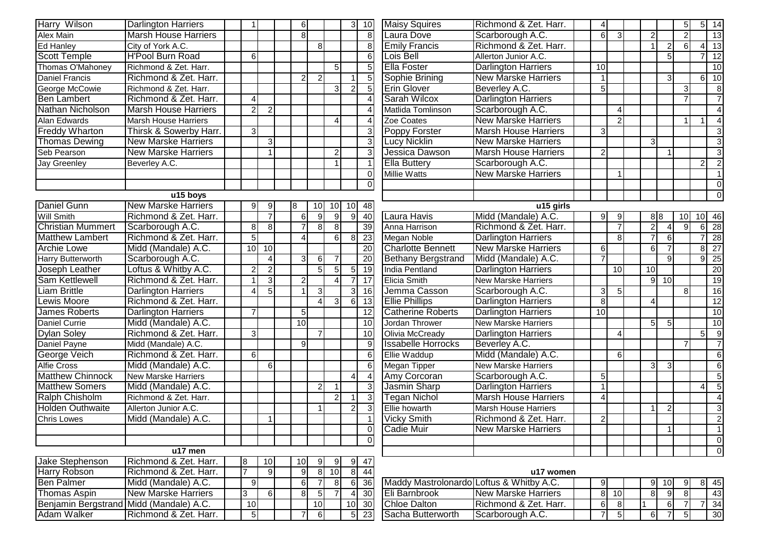| | | | | | | | | | | |
|---|---|---|---|---|---|---|---|---|---|---|
| Harry Wilson | Darlington Harriers | | 1 | | | 6 | | | 3 | 10 |
| Alex Main | Marsh House Harriers | | | | | 8 | | | | 8 |
| Ed Hanley | City of York A.C. | | | | | | 8 | | | 8 |
| Scott Temple | H'Pool Burn Road | 6 | | | | | | | | 6 |
| Thomas O'Mahoney | Richmond & Zet. Harr. | | | | | | | 5 | | 5 |
| Daniel Francis | Richmond & Zet. Harr. | | | | | 2 | 2 | | 1 | 5 |
| George McCowie | Richmond & Zet. Harr. | | | | | | | 3 | 2 | 5 |
| Ben Lambert | Richmond & Zet. Harr. | 4 | | | | | | | | 4 |
| Nathan Nicholson | Marsh House Harriers | 2 | 2 | | | | | | | 4 |
| Alan Edwards | Marsh House Harriers | | | | | | | 4 | | 4 |
| Freddy Wharton | Thirsk & Sowerby Harr. | 3 | | | | | | | | 3 |
| Thomas Dewing | New Marske Harriers | | 3 | | | | | | | 3 |
| Seb Pearson | New Marske Harriers | | 1 | | | | | 2 | | 3 |
| Jay Greenley | Beverley A.C. | | | | | | | 1 | | 1 |
| | | | | | | | | | | 0 |
| | | | | | | | | | | 0 |

**u15 boys**

| | | | | | | | | | | |
|---|---|---|---|---|---|---|---|---|---|---|
| Daniel Gunn | New Marske Harriers | | 9 | 9 | | 8 | 10 | 10 | 10 | 48 |
| Will Smith | Richmond & Zet. Harr. | | | 7 | | 6 | 9 | 9 | 9 | 40 |
| Christian Mummert | Scarborough A.C. | | 8 | 8 | | 7 | 8 | 8 | | 39 |
| Matthew Lambert | Richmond & Zet. Harr. | | 5 | | | 4 | | 6 | 8 | 23 |
| Archie Lowe | Midd (Mandale) A.C. | | 10 | 10 | | | | | | 20 |
| Harry Butterworth | Scarborough A.C. | | | 4 | | 3 | 6 | 7 | | 20 |
| Joseph Leather | Loftus & Whitby A.C. | | 2 | 2 | | | 5 | 5 | 5 | 19 |
| Sam Kettlewell | Richmond & Zet. Harr. | | 1 | 3 | | 2 | | 4 | 7 | 17 |
| Liam Brittle | Darlington Harriers | | 4 | 5 | | 1 | 3 | | 3 | 16 |
| Lewis Moore | Richmond & Zet. Harr. | | | | | | 4 | 3 | 6 | 13 |
| James Roberts | Darlington Harriers | | 7 | | | 5 | | | | 12 |
| Daniel Currie | Midd (Mandale) A.C. | | | | | 10 | | | | 10 |
| Dylan Soley | Richmond & Zet. Harr. | | 3 | | | | 7 | | | 10 |
| Daniel Payne | Midd (Mandale) A.C. | | | | | 9 | | | | 9 |
| George Veich | Richmond & Zet. Harr. | | 6 | | | | | | | 6 |
| Alfie Cross | Midd (Mandale) A.C. | | | 6 | | | | | | 6 |
| Matthew Chinnock | New Marske Harriers | | | | | | | | 4 | 4 |
| Matthew Somers | Midd (Mandale) A.C. | | | | | | 2 | 1 | | 3 |
| Ralph Chisholm | Richmond & Zet. Harr. | | | | | | | 2 | 1 | 3 |
| Holden Outhwaite | Allerton Junior A.C. | | | | | | 1 | | 2 | 3 |
| Chris Lowes | Midd (Mandale) A.C. | | | 1 | | | | | | 1 |
| | | | | | | | | | | 0 |
| | | | | | | | | | | 0 |

**u17 men**

| | | | | | | | | | | |
|---|---|---|---|---|---|---|---|---|---|---|
| Jake Stephenson | Richmond & Zet. Harr. | 8 | | 10 | | 10 | 9 | 9 | 9 | 47 |
| Harry Robson | Richmond & Zet. Harr. | 7 | | 9 | | 9 | 8 | 10 | 8 | 44 |
| Ben Palmer | Midd (Mandale) A.C. | | 9 | | | 6 | 7 | 8 | 6 | 36 |
| Thomas Aspin | New Marske Harriers | 3 | | 6 | | 8 | 5 | 7 | 4 | 30 |
| Benjamin Bergstrand | Midd (Mandale) A.C. | | 10 | | | | 10 | | 10 | 30 |
| Adam Walker | Richmond & Zet. Harr. | | 5 | | | 7 | 6 | | 5 | 23 |

| | | | | | | | | | |
|---|---|---|---|---|---|---|---|---|---|
| Maisy Squires | Richmond & Zet. Harr. | 4 | | | | | 5 | 5 | 14 |
| Laura Dove | Scarborough A.C. | 6 | 3 | | 2 | | 2 | | 13 |
| Emily Francis | Richmond & Zet. Harr. | | | | 1 | 2 | 6 | 4 | 13 |
| Lois Bell | Allerton Junior A.C. | | | | | 5 | | 7 | 12 |
| Ella Foster | Darlington Harriers | 10 | | | | | | | 10 |
| Sophie Brining | New Marske Harriers | 1 | | | | 3 | | 6 | 10 |
| Erin Glover | Beverley A.C. | 5 | | | | | 3 | | 8 |
| Sarah Wilcox | Darlington Harriers | | | | | | 7 | | 7 |
| Matlida Tomlinson | Scarborough A.C. | | 4 | | | | | | 4 |
| Zoe Coates | New Marske Harriers | | 2 | | | | 1 | 1 | 4 |
| Poppy Forster | Marsh House Harriers | 3 | | | | | | | 3 |
| Lucy Nicklin | New Marske Harriers | | | | 3 | | | | 3 |
| Jessica Dawson | Marsh House Harriers | 2 | | | | 1 | | | 3 |
| Ella Buttery | Scarborough A.C. | | | | | | | 2 | 2 |
| Millie Watts | New Marske Harriers | | 1 | | | | | | 1 |
| | | | | | | | | | 0 |
| | | | | | | | | | 0 |

**u15 girls**

| | | | | | | | | | |
|---|---|---|---|---|---|---|---|---|---|
| Laura Havis | Midd (Mandale) A.C. | 9 | 9 | | 8 | 8 | 10 | 10 | 46 |
| Anna Harrison | Richmond & Zet. Harr. | | 7 | | 2 | 4 | 9 | 6 | 28 |
| Megan Noble | Darlington Harriers | | 8 | | 7 | 6 | | 7 | 28 |
| Charlotte Bennett | New Marske Harriers | 6 | | | 6 | 7 | | 8 | 27 |
| Bethany Bergstrand | Midd (Mandale) A.C. | 7 | | | | 9 | | 9 | 25 |
| India Pentland | Darlington Harriers | | 10 | | 10 | | | | 20 |
| Elicia Smith | New Marske Harriers | | | | 9 | 10 | | | 19 |
| Jemma Casson | Scarborough A.C. | 3 | 5 | | | | 8 | | 16 |
| Ellie Phillips | Darlington Harriers | 8 | | | 4 | | | | 12 |
| Catherine Roberts | Darlington Harriers | 10 | | | | | | | 10 |
| Jordan Thrower | New Marske Harriers | | | | 5 | 5 | | | 10 |
| Olivia McCready | Darlington Harriers | | 4 | | | | | 5 | 9 |
| Issabelle Horrocks | Beverley A.C. | | | | | | 7 | | 7 |
| Ellie Waddup | Midd (Mandale) A.C. | | 6 | | | | | | 6 |
| Megan Tipper | New Marske Harriers | | | | 3 | 3 | | | 6 |
| Amy Corcoran | Scarborough A.C. | 5 | | | | | | | 5 |
| Jasmin Sharp | Darlington Harriers | 1 | | | | | | 4 | 5 |
| Tegan Nichol | Marsh House Harriers | 4 | | | | | | | 4 |
| Ellie howarth | Marsh House Harriers | | | | 1 | 2 | | | 3 |
| Vicky Smith | Richmond & Zet. Harr. | 2 | | | | | | | 2 |
| Cadie Muir | New Marske Harriers | | | | | 1 | | | 1 |
| | | | | | | | | | 0 |
| | | | | | | | | | 0 |

**u17 women**

| | | | | | | | | | |
|---|---|---|---|---|---|---|---|---|---|
| Maddy Mastrolonardo | Loftus & Whitby A.C. | 9 | | | 9 | 10 | 9 | 8 | 45 |
| Eli Barnbrook | New Marske Harriers | 8 | 10 | | 8 | 9 | 8 | | 43 |
| Chloe Dalton | Richmond & Zet. Harr. | 6 | 8 | | 1 | 6 | 7 | 7 | 34 |
| Sacha Butterworth | Scarborough A.C. | 7 | 5 | | 6 | 7 | 5 | | 30 |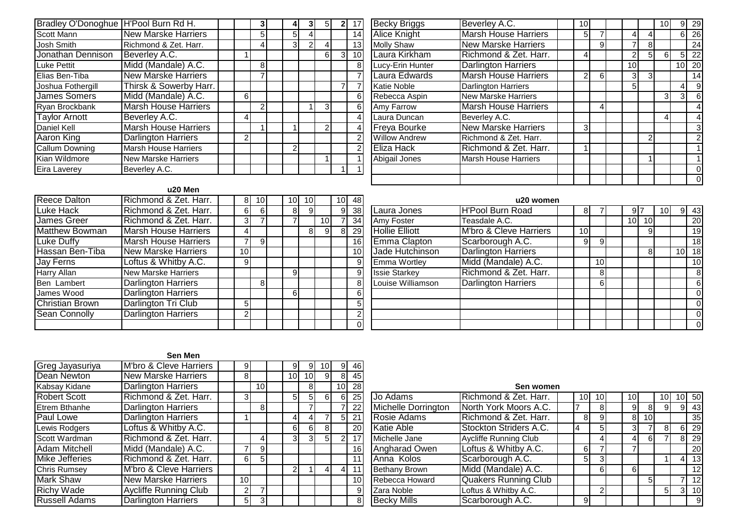| | | | | | | | | |
|---|---|---|---|---|---|---|---|---|
| Bradley O'Donoghue | H'Pool Burn Rd H. | | 3 | 4 | 3 | 5 | 2 | 17 |
| Scott Mann | New Marske Harriers | | 5 | 5 | 4 | | | 14 |
| Josh Smith | Richmond & Zet. Harr. | | 4 | 3 | 2 | 4 | | 13 |
| Jonathan Dennison | Beverley A.C. | 1 | | | | 6 | 3 | 10 |
| Luke Pettit | Midd (Mandale) A.C. | | 8 | | | | | 8 |
| Elias Ben-Tiba | New Marske Harriers | | 7 | | | | | 7 |
| Joshua Fothergill | Thirsk & Sowerby Harr. | | | | | | 7 | 7 |
| James Somers | Midd (Mandale) A.C. | 6 | | | | | | 6 |
| Ryan Brockbank | Marsh House Harriers | | 2 | | 1 | 3 | | 6 |
| Taylor Arnott | Beverley A.C. | 4 | | | | | | 4 |
| Daniel Kell | Marsh House Harriers | | 1 | 1 | | 2 | | 4 |
| Aaron King | Darlington Harriers | 2 | | | | | | 2 |
| Callum Downing | Marsh House Harriers | | | 2 | | | | 2 |
| Kian Wildmore | New Marske Harriers | | | | | 1 | | 1 |
| Eira Laverey | Beverley A.C. | | | | | | 1 | 1 |

| | | | | | | | | |
|---|---|---|---|---|---|---|---|---|
| Becky Briggs | Beverley A.C. | 10 | | | | 10 | 9 | 29 |
| Alice Knight | Marsh House Harriers | 5 | 7 | 4 | 4 | | 6 | 26 |
| Molly Shaw | New Marske Harriers | | 9 | 7 | 8 | | | 24 |
| Laura Kirkham | Richmond & Zet. Harr. | 4 | | 2 | 5 | 6 | 5 | 22 |
| Lucy-Erin Hunter | Darlington Harriers | | | 10 | | | 10 | 20 |
| Laura Edwards | Marsh House Harriers | 2 | 6 | 3 | 3 | | | 14 |
| Katie Noble | Darlington Harriers | | | 5 | | | 4 | 9 |
| Rebecca Aspin | New Marske Harriers | | | | | 3 | 3 | 6 |
| Amy Farrow | Marsh House Harriers | | 4 | | | | | 4 |
| Laura Duncan | Beverley A.C. | | | | | 4 | | 4 |
| Freya Bourke | New Marske Harriers | 3 | | | | | | 3 |
| Willow Andrew | Richmond & Zet. Harr. | | | | 2 | | | 2 |
| Eliza Hack | Richmond & Zet. Harr. | 1 | | | | | | 1 |
| Abigail Jones | Marsh House Harriers | | | | 1 | | | 1 |
| | | | | | | | | 0 |
| | | | | | | | | 0 |

### u20 Men

| | | | | | | | | |
|---|---|---|---|---|---|---|---|---|
| Reece Dalton | Richmond & Zet. Harr. | 8 | 10 | 10 | 10 | | 10 | 48 |
| Luke Hack | Richmond & Zet. Harr. | 6 | 6 | 8 | 9 | | 9 | 38 |
| James Greer | Richmond & Zet. Harr. | 3 | 7 | 7 | | 10 | 7 | 34 |
| Matthew Bowman | Marsh House Harriers | 4 | | | 8 | 9 | 8 | 29 |
| Luke Duffy | Marsh House Harriers | 7 | 9 | | | | | 16 |
| Hassan Ben-Tiba | New Marske Harriers | 10 | | | | | | 10 |
| Jay Ferns | Loftus & Whitby A.C. | 9 | | | | | | 9 |
| Harry Allan | New Marske Harriers | | | 9 | | | | 9 |
| Ben Lambert | Darlington Harriers | | 8 | | | | | 8 |
| James Wood | Darlington Harriers | | | 6 | | | | 6 |
| Christian Brown | Darlington Tri Club | 5 | | | | | | 5 |
| Sean Connolly | Darlington Harriers | 2 | | | | | | 2 |
| | | | | | | | | 0 |

### u20 women

| | | | | | | | | |
|---|---|---|---|---|---|---|---|---|
| Laura Jones | H'Pool Burn Road | 8 | 7 | 9 | 7 | 10 | 9 | 43 |
| Amy Foster | Teasdale A.C. | | | 10 | 10 | | | 20 |
| Hollie Elliott | M'bro & Cleve Harriers | 10 | | | 9 | | | 19 |
| Emma Clapton | Scarborough A.C. | 9 | 9 | | | | | 18 |
| Jade Hutchinson | Darlington Harriers | | | | 8 | | 10 | 18 |
| Emma Wortley | Midd (Mandale) A.C. | | 10 | | | | | 10 |
| Issie Starkey | Richmond & Zet. Harr. | | 8 | | | | | 8 |
| Louise Williamson | Darlington Harriers | | 6 | | | | | 6 |
| | | | | | | | | 0 |
| | | | | | | | | 0 |
| | | | | | | | | 0 |
| | | | | | | | | 0 |

### Sen Men

| | | | | | | | | |
|---|---|---|---|---|---|---|---|---|
| Greg Jayasuriya | M'bro & Cleve Harriers | 9 | | 9 | 9 | 10 | 9 | 46 |
| Dean Newton | New Marske Harriers | 8 | | 10 | 10 | 9 | 8 | 45 |
| Kabsay Kidane | Darlington Harriers | | 10 | | 8 | | 10 | 28 |
| Robert Scott | Richmond & Zet. Harr. | 3 | | 5 | 5 | 6 | 6 | 25 |
| Etrem Bthanhe | Darlington Harriers | | 8 | | 7 | | 7 | 22 |
| Paul Lowe | Darlington Harriers | 1 | | 4 | 4 | 7 | 5 | 21 |
| Lewis Rodgers | Loftus & Whitby A.C. | | | 6 | 6 | 8 | | 20 |
| Scott Wardman | Richmond & Zet. Harr. | | 4 | 3 | 3 | 5 | 2 | 17 |
| Adam Mitchell | Midd (Mandale) A.C. | 7 | 9 | | | | | 16 |
| Mike Jefferies | Richmond & Zet. Harr. | 6 | 5 | | | | | 11 |
| Chris Rumsey | M'bro & Cleve Harriers | | | 2 | 1 | 4 | 4 | 11 |
| Mark Shaw | New Marske Harriers | 10 | | | | | | 10 |
| Richy Wade | Aycliffe Running Club | 2 | 7 | | | | | 9 |
| Russell Adams | Darlington Harriers | 5 | 3 | | | | | 8 |

### Sen women

| | | | | | | | | |
|---|---|---|---|---|---|---|---|---|
| Jo Adams | Richmond & Zet. Harr. | 10 | 10 | 10 | | 10 | 10 | 50 |
| Michelle Dorrington | North York Moors A.C. | 7 | 8 | 9 | 8 | 9 | 9 | 43 |
| Rosie Adams | Richmond & Zet. Harr. | 8 | 9 | 8 | 10 | | | 35 |
| Katie Able | Stockton Striders A.C. | 4 | 5 | 3 | 7 | 8 | 6 | 29 |
| Michelle Jane | Aycliffe Running Club | | 4 | 4 | 6 | 7 | 8 | 29 |
| Angharad Owen | Loftus & Whitby A.C. | 6 | 7 | 7 | | | | 20 |
| Anna Kolos | Scarborough A.C. | 5 | 3 | | | 1 | 4 | 13 |
| Bethany Brown | Midd (Mandale) A.C. | | 6 | 6 | | | | 12 |
| Rebecca Howard | Quakers Running Club | | | | 5 | | 7 | 12 |
| Zara Noble | Loftus & Whitby A.C. | | 2 | | | 5 | 3 | 10 |
| Becky Mills | Scarborough A.C. | 9 | | | | | | 9 |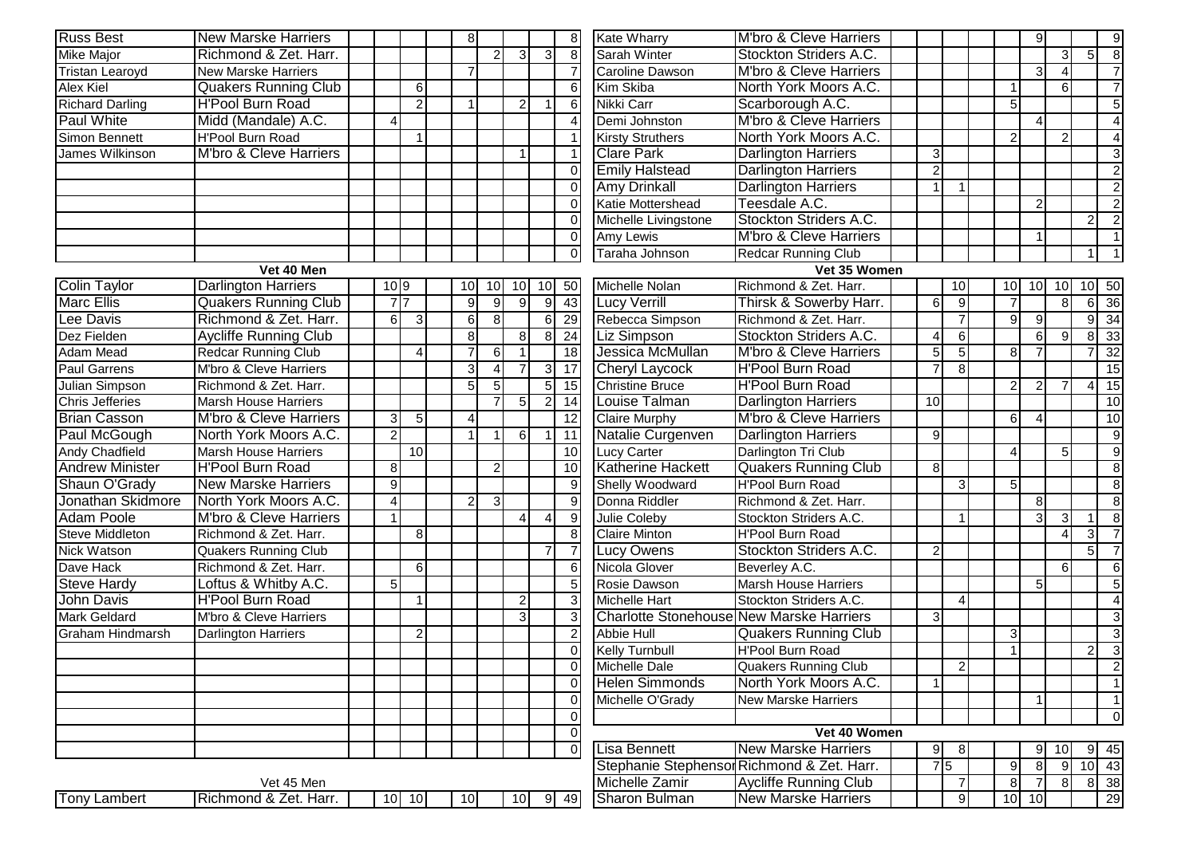| | | | | | | | | | | |
|---|---|---|---|---|---|---|---|---|---|---|
| Russ Best | New Marske Harriers | | | | | 8 | | | | 8 |
| Mike Major | Richmond & Zet. Harr. | | | | | | 2 | 3 | 3 | 8 |
| Tristan Learoyd | New Marske Harriers | | | | | 7 | | | | 7 |
| Alex Kiel | Quakers Running Club | | | 6 | | | | | | 6 |
| Richard Darling | H'Pool Burn Road | | | 2 | | 1 | | 2 | 1 | 6 |
| Paul White | Midd (Mandale) A.C. | | 4 | | | | | | | 4 |
| Simon Bennett | H'Pool Burn Road | | | 1 | | | | | | 1 |
| James Wilkinson | M'bro & Cleve Harriers | | | | | | | 1 | | 1 |
| | | | | | | | | | | 0 |
| | | | | | | | | | | 0 |
| | | | | | | | | | | 0 |
| | | | | | | | | | | 0 |
| | | | | | | | | | | 0 |
| | | | | | | | | | | 0 |

**Vet 40 Men**

| | | | | | | | | | | |
|---|---|---|---|---|---|---|---|---|---|---|
| Colin Taylor | Darlington Harriers | | 10 9 | | | 10 | 10 | 10 | 10 | 50 |
| Marc Ellis | Quakers Running Club | | 7 7 | | | 9 | 9 | 9 | 9 | 43 |
| Lee Davis | Richmond & Zet. Harr. | | 6 | 3 | | 6 | 8 | | 6 | 29 |
| Dez Fielden | Aycliffe Running Club | | | | | 8 | | 8 | 8 | 24 |
| Adam Mead | Redcar Running Club | | | 4 | | 7 | 6 | 1 | | 18 |
| Paul Garrens | M'bro & Cleve Harriers | | | | | 3 | 4 | 7 | 3 | 17 |
| Julian Simpson | Richmond & Zet. Harr. | | | | | 5 | 5 | | 5 | 15 |
| Chris Jefferies | Marsh House Harriers | | | | | | 7 | 5 | 2 | 14 |
| Brian Casson | M'bro & Cleve Harriers | | 3 | 5 | | 4 | | | | 12 |
| Paul McGough | North York Moors A.C. | | 2 | | | 1 | 1 | 6 | 1 | 11 |
| Andy Chadfield | Marsh House Harriers | | | 10 | | | | | | 10 |
| Andrew Minister | H'Pool Burn Road | | 8 | | | | 2 | | | 10 |
| Shaun O'Grady | New Marske Harriers | | 9 | | | | | | | 9 |
| Jonathan Skidmore | North York Moors A.C. | | 4 | | | 2 | 3 | | | 9 |
| Adam Poole | M'bro & Cleve Harriers | | 1 | | | | | 4 | 4 | 9 |
| Steve Middleton | Richmond & Zet. Harr. | | | 8 | | | | | | 8 |
| Nick Watson | Quakers Running Club | | | | | | | | 7 | 7 |
| Dave Hack | Richmond & Zet. Harr. | | | 6 | | | | | | 6 |
| Steve Hardy | Loftus & Whitby A.C. | | 5 | | | | | | | 5 |
| John Davis | H'Pool Burn Road | | | 1 | | | | 2 | | 3 |
| Mark Geldard | M'bro & Cleve Harriers | | | | | | | 3 | | 3 |
| Graham Hindmarsh | Darlington Harriers | | | 2 | | | | | | 2 |
| | | | | | | | | | | 0 |
| | | | | | | | | | | 0 |
| | | | | | | | | | | 0 |
| | | | | | | | | | | 0 |
| | | | | | | | | | | 0 |
| | | | | | | | | | | 0 |
| | | | | | | | | | | 0 |

**Vet 45 Men**

| | | | | | | | | | | |
|---|---|---|---|---|---|---|---|---|---|---|
| Tony Lambert | Richmond & Zet. Harr. | | 10 | 10 | | 10 | | 10 | 9 | 49 |

| | | | | | | | | | | |
|---|---|---|---|---|---|---|---|---|---|---|
| Kate Wharry | M'bro & Cleve Harriers | | | | | | 9 | | | 9 |
| Sarah Winter | Stockton Striders A.C. | | | | | | | 3 | 5 | 8 |
| Caroline Dawson | M'bro & Cleve Harriers | | | | | | 3 | 4 | | 7 |
| Kim Skiba | North York Moors A.C. | | | | | 1 | | 6 | | 7 |
| Nikki Carr | Scarborough A.C. | | | | | 5 | | | | 5 |
| Demi Johnston | M'bro & Cleve Harriers | | | | | | 4 | | | 4 |
| Kirsty Struthers | North York Moors A.C. | | | | | 2 | | 2 | | 4 |
| Clare Park | Darlington Harriers | | 3 | | | | | | | 3 |
| Emily Halstead | Darlington Harriers | | 2 | | | | | | | 2 |
| Amy Drinkall | Darlington Harriers | | 1 | 1 | | | | | | 2 |
| Katie Mottershead | Teesdale A.C. | | | | | | 2 | | | 2 |
| Michelle Livingstone | Stockton Striders A.C. | | | | | | | | 2 | 2 |
| Amy Lewis | M'bro & Cleve Harriers | | | | | | 1 | | | 1 |
| Taraha Johnson | Redcar Running Club | | | | | | | | 1 | 1 |

**Vet 35 Women**

| | | | | | | | | | | |
|---|---|---|---|---|---|---|---|---|---|---|
| Michelle Nolan | Richmond & Zet. Harr. | | | 10 | | 10 | 10 | 10 | 10 | 50 |
| Lucy Verrill | Thirsk & Sowerby Harr. | | 6 | 9 | | 7 | | 8 | 6 | 36 |
| Rebecca Simpson | Richmond & Zet. Harr. | | | 7 | | 9 | 9 | | 9 | 34 |
| Liz Simpson | Stockton Striders A.C. | | 4 | 6 | | | 6 | 9 | 8 | 33 |
| Jessica McMullan | M'bro & Cleve Harriers | | 5 | 5 | | 8 | 7 | | 7 | 32 |
| Cheryl Laycock | H'Pool Burn Road | | 7 | 8 | | | | | | 15 |
| Christine Bruce | H'Pool Burn Road | | | | | 2 | 2 | 7 | 4 | 15 |
| Louise Talman | Darlington Harriers | | 10 | | | | | | | 10 |
| Claire Murphy | M'bro & Cleve Harriers | | | | | 6 | 4 | | | 10 |
| Natalie Curgenven | Darlington Harriers | | 9 | | | | | | | 9 |
| Lucy Carter | Darlington Tri Club | | | | | 4 | | 5 | | 9 |
| Katherine Hackett | Quakers Running Club | | 8 | | | | | | | 8 |
| Shelly Woodward | H'Pool Burn Road | | | 3 | | 5 | | | | 8 |
| Donna Riddler | Richmond & Zet. Harr. | | | | | | 8 | | | 8 |
| Julie Coleby | Stockton Striders A.C. | | | 1 | | | 3 | 3 | 1 | 8 |
| Claire Minton | H'Pool Burn Road | | | | | | | 4 | 3 | 7 |
| Lucy Owens | Stockton Striders A.C. | | 2 | | | | | | 5 | 7 |
| Nicola Glover | Beverley A.C. | | | | | | | 6 | | 6 |
| Rosie Dawson | Marsh House Harriers | | | | | | 5 | | | 5 |
| Michelle Hart | Stockton Striders A.C. | | | 4 | | | | | | 4 |
| Charlotte Stonehouse | New Marske Harriers | | 3 | | | | | | | 3 |
| Abbie Hull | Quakers Running Club | | | | | 3 | | | | 3 |
| Kelly Turnbull | H'Pool Burn Road | | | | | 1 | | | 2 | 3 |
| Michelle Dale | Quakers Running Club | | | 2 | | | | | | 2 |
| Helen Simmonds | North York Moors A.C. | | 1 | | | | | | | 1 |
| Michelle O'Grady | New Marske Harriers | | | | | | 1 | | | 1 |
| | | | | | | | | | | 0 |

**Vet 40 Women**

| | | | | | | | | | | |
|---|---|---|---|---|---|---|---|---|---|---|
| Lisa Bennett | New Marske Harriers | | 9 | 8 | | | 9 | 10 | 9 | 45 |
| Stephanie Stephenson | Richmond & Zet. Harr. | | 7 5 | | | 9 | 8 | 9 | 10 | 43 |
| Michelle Zamir | Aycliffe Running Club | | | 7 | | 8 | 7 | 8 | 8 | 38 |
| Sharon Bulman | New Marske Harriers | | | 9 | | 10 | 10 | | | 29 |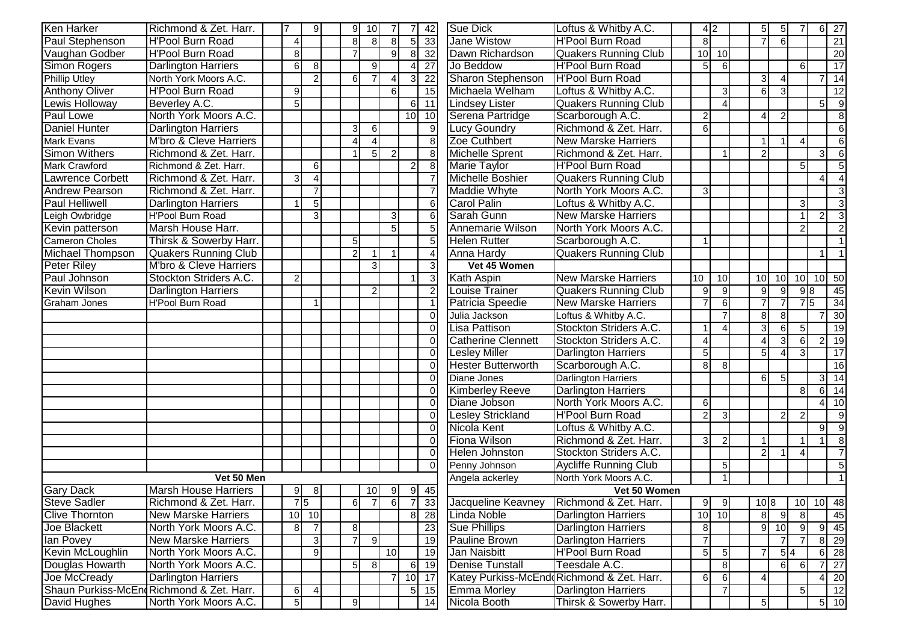| | | | | | | | | | |
|---|---|---|---|---|---|---|---|---|---|
| Ken Harker | Richmond & Zet. Harr. | 7 | 9 | | 9 | 10 | 7 | 7 | 42 |
| Paul Stephenson | H'Pool Burn Road | 4 | | | 8 | 8 | 8 | 5 | 33 |
| Vaughan Godber | H'Pool Burn Road | 8 | | | 7 | | 9 | 8 | 32 |
| Simon Rogers | Darlington Harriers | 6 | 8 | | | 9 | | 4 | 27 |
| Phillip Utley | North York Moors A.C. | | 2 | | 6 | 7 | 4 | 3 | 22 |
| Anthony Oliver | H'Pool Burn Road | 9 | | | | | 6 | | 15 |
| Lewis Holloway | Beverley A.C. | 5 | | | | | | 6 | 11 |
| Paul Lowe | North York Moors A.C. | | | | | | | 10 | 10 |
| Daniel Hunter | Darlington Harriers | | | | 3 | 6 | | | 9 |
| Mark Evans | M'bro & Cleve Harriers | | | | 4 | 4 | | | 8 |
| Simon Withers | Richmond & Zet. Harr. | | | | 1 | 5 | 2 | | 8 |
| Mark Crawford | Richmond & Zet. Harr. | | 6 | | | | | 2 | 8 |
| Lawrence Corbett | Richmond & Zet. Harr. | 3 | 4 | | | | | | 7 |
| Andrew Pearson | Richmond & Zet. Harr. | | 7 | | | | | | 7 |
| Paul Helliwell | Darlington Harriers | 1 | 5 | | | | | | 6 |
| Leigh Owbridge | H'Pool Burn Road | | 3 | | | | 3 | | 6 |
| Kevin patterson | Marsh House Harr. | | | | | | 5 | | 5 |
| Cameron Choles | Thirsk & Sowerby Harr. | | | | 5 | | | | 5 |
| Michael Thompson | Quakers Running Club | | | | 2 | 1 | 1 | | 4 |
| Peter Riley | M'bro & Cleve Harriers | | | | | 3 | | | 3 |
| Paul Johnson | Stockton Striders A.C. | 2 | | | | | | 1 | 3 |
| Kevin Wilson | Darlington Harriers | | | | | 2 | | | 2 |
| Graham Jones | H'Pool Burn Road | | 1 | | | | | | 1 |
| | | | | | | | | | 0 |
| | | | | | | | | | 0 |
| | | | | | | | | | 0 |
| | | | | | | | | | 0 |
| | | | | | | | | | 0 |
| | | | | | | | | | 0 |
| | | | | | | | | | 0 |
| | | | | | | | | | 0 |
| | | | | | | | | | 0 |
| | | | | | | | | | 0 |
| | | | | | | | | | 0 |
| | | | | | | | | | 0 |
| | | | | | | | | | 0 |
| **Vet 50 Men** | | | | | | | | | |
| Gary Dack | Marsh House Harriers | 9 | 8 | | | 10 | 9 | 9 | 45 |
| Steve Sadler | Richmond & Zet. Harr. | 7 | 5 | | 6 | 7 | 6 | 7 | 33 |
| Clive Thornton | New Marske Harriers | 10 | 10 | | | | | 8 | 28 |
| Joe Blackett | North York Moors A.C. | 8 | 7 | | 8 | | | | 23 |
| Ian Povey | New Marske Harriers | | 3 | | 7 | 9 | | | 19 |
| Kevin McLoughlin | North York Moors A.C. | | 9 | | | | 10 | | 19 |
| Douglas Howarth | North York Moors A.C. | | | | 5 | 8 | | 6 | 19 |
| Joe McCready | Darlington Harriers | | | | | | 7 | 10 | 17 |
| Shaun Purkiss-McEnd | Richmond & Zet. Harr. | 6 | 4 | | | | | 5 | 15 |
| David Hughes | North York Moors A.C. | 5 | | | 9 | | | | 14 |

| | | | | | | | | | |
|---|---|---|---|---|---|---|---|---|---|
| Sue Dick | Loftus & Whitby A.C. | 4 | 2 | | 5 | 5 | 7 | 6 | 27 |
| Jane Wistow | H'Pool Burn Road | 8 | | | 7 | 6 | | | 21 |
| Dawn Richardson | Quakers Running Club | 10 | 10 | | | | | | 20 |
| Jo Beddow | H'Pool Burn Road | 5 | 6 | | | | 6 | | 17 |
| Sharon Stephenson | H'Pool Burn Road | | | | 3 | 4 | | 7 | 14 |
| Michaela Welham | Loftus & Whitby A.C. | | 3 | | 6 | 3 | | | 12 |
| Lindsey Lister | Quakers Running Club | | 4 | | | | | 5 | 9 |
| Serena Partridge | Scarborough A.C. | 2 | | | 4 | 2 | | | 8 |
| Lucy Goundry | Richmond & Zet. Harr. | 6 | | | | | | | 6 |
| Zoe Cuthbert | New Marske Harriers | | | | 1 | 1 | 4 | | 6 |
| Michelle Sprent | Richmond & Zet. Harr. | | 1 | | 2 | | | 3 | 6 |
| Marie Taylor | H'Pool Burn Road | | | | | | 5 | | 5 |
| Michelle Boshier | Quakers Running Club | | | | | | | 4 | 4 |
| Maddie Whyte | North York Moors A.C. | 3 | | | | | | | 3 |
| Carol Palin | Loftus & Whitby A.C. | | | | | | 3 | | 3 |
| Sarah Gunn | New Marske Harriers | | | | | | 1 | 2 | 3 |
| Annemarie Wilson | North York Moors A.C. | | | | | | 2 | | 2 |
| Helen Rutter | Scarborough A.C. | 1 | | | | | | | 1 |
| Anna Hardy | Quakers Running Club | | | | | | | 1 | 1 |
| **Vet 45 Women** | | | | | | | | | |
| Kath Aspin | New Marske Harriers | 10 | 10 | | 10 | 10 | 10 | 10 | 50 |
| Louise Trainer | Quakers Running Club | 9 | 9 | | 9 | 9 | 9 | 8 | 45 |
| Patricia Speedie | New Marske Harriers | 7 | 6 | | 7 | 7 | 7 | 5 | 34 |
| Julia Jackson | Loftus & Whitby A.C. | | 7 | | 8 | 8 | | 7 | 30 |
| Lisa Pattison | Stockton Striders A.C. | 1 | 4 | | 3 | 6 | 5 | | 19 |
| Catherine Clennett | Stockton Striders A.C. | 4 | | | 4 | 3 | 6 | 2 | 19 |
| Lesley Miller | Darlington Harriers | 5 | | | 5 | 4 | 3 | | 17 |
| Hester Butterworth | Scarborough A.C. | 8 | 8 | | | | | | 16 |
| Diane Jones | Darlington Harriers | | | | 6 | 5 | | 3 | 14 |
| Kimberley Reeve | Darlington Harriers | | | | | | 8 | 6 | 14 |
| Diane Jobson | North York Moors A.C. | 6 | | | | | | 4 | 10 |
| Lesley Strickland | H'Pool Burn Road | 2 | 3 | | | 2 | 2 | | 9 |
| Nicola Kent | Loftus & Whitby A.C. | | | | | | | 9 | 9 |
| Fiona Wilson | Richmond & Zet. Harr. | 3 | 2 | | 1 | | 1 | 1 | 8 |
| Helen Johnston | Stockton Striders A.C. | | | | 2 | 1 | 4 | | 7 |
| Penny Johnson | Aycliffe Running Club | | 5 | | | | | | 5 |
| Angela ackerley | North York Moors A.C. | | 1 | | | | | | 1 |
| **Vet 50 Women** | | | | | | | | | |
| Jacqueline Keavney | Richmond & Zet. Harr. | 9 | 9 | | 10 | 8 | 10 | 10 | 48 |
| Linda Noble | Darlington Harriers | 10 | 10 | | 8 | 9 | 8 | | 45 |
| Sue Phillips | Darlington Harriers | 8 | | | 9 | 10 | 9 | 9 | 45 |
| Pauline Brown | Darlington Harriers | 7 | | | | 7 | 7 | 8 | 29 |
| Jan Naisbitt | H'Pool Burn Road | 5 | 5 | | 7 | 5 | 4 | 6 | 28 |
| Denise Tunstall | Teesdale A.C. | | 8 | | | 6 | 6 | 7 | 27 |
| Katey Purkiss-McEnd | Richmond & Zet. Harr. | 6 | 6 | | 4 | | | 4 | 20 |
| Emma Morley | Darlington Harriers | | 7 | | | | 5 | | 12 |
| Nicola Booth | Thirsk & Sowerby Harr. | | | | 5 | | | 5 | 10 |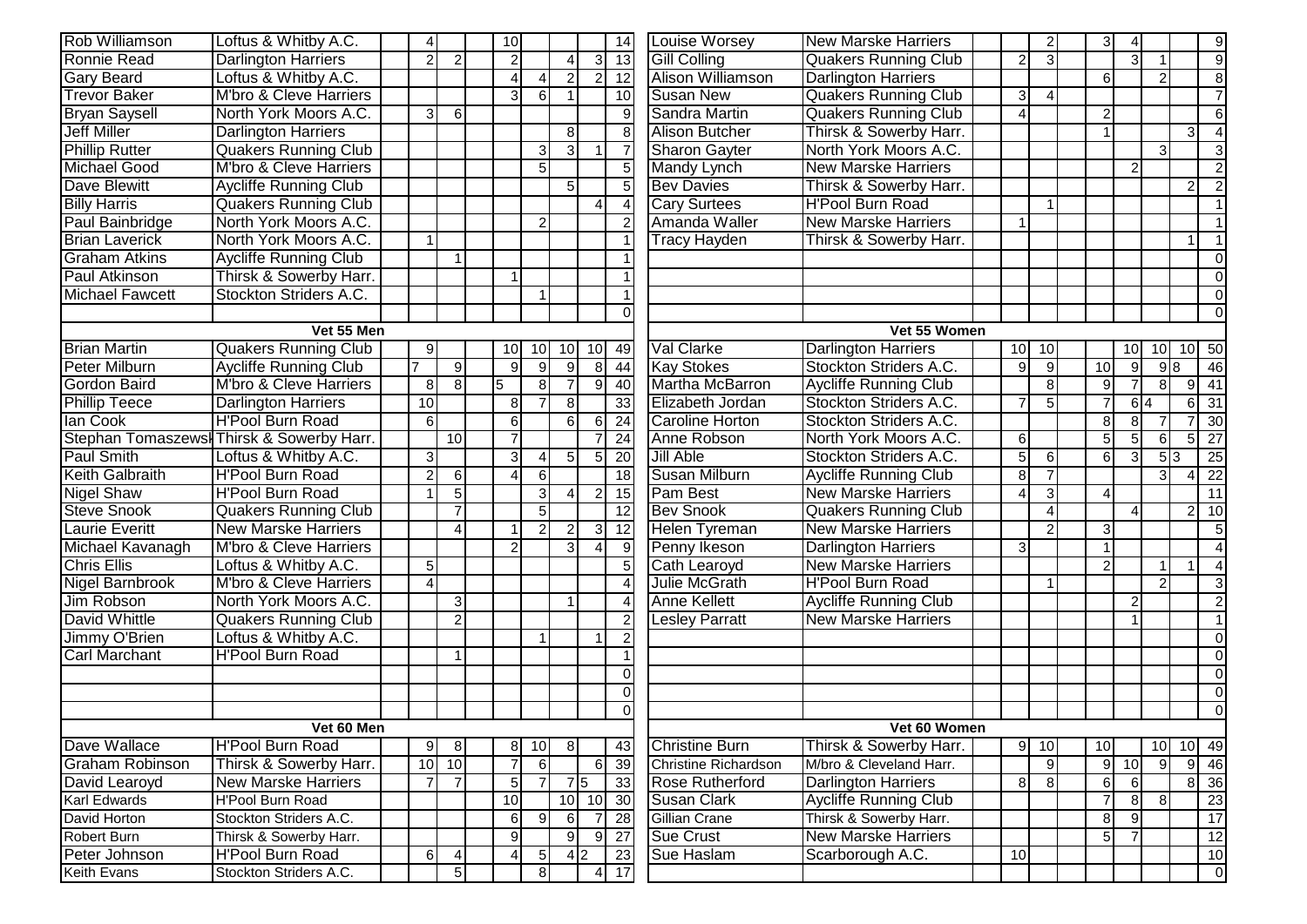| Name | Club | | | | | | | | | Total |
|---|---|---|---|---|---|---|---|---|---|---|
| Rob Williamson | Loftus & Whitby A.C. | | 4 | | | 10 | | | | 14 |
| Ronnie Read | Darlington Harriers | | 2 | 2 | | 2 | | 4 | 3 | 13 |
| Gary Beard | Loftus & Whitby A.C. | | | | | 4 | 4 | 2 | 2 | 12 |
| Trevor Baker | M'bro & Cleve Harriers | | | | | 3 | 6 | 1 | | 10 |
| Bryan Saysell | North York Moors A.C. | | 3 | 6 | | | | | | 9 |
| Jeff Miller | Darlington Harriers | | | | | | | 8 | | 8 |
| Phillip Rutter | Quakers Running Club | | | | | | 3 | 3 | 1 | 7 |
| Michael Good | M'bro & Cleve Harriers | | | | | | 5 | | | 5 |
| Dave Blewitt | Aycliffe Running Club | | | | | | | 5 | | 5 |
| Billy Harris | Quakers Running Club | | | | | | | | 4 | 4 |
| Paul Bainbridge | North York Moors A.C. | | | | | | 2 | | | 2 |
| Brian Laverick | North York Moors A.C. | | 1 | | | | | | | 1 |
| Graham Atkins | Aycliffe Running Club | | | 1 | | | | | | 1 |
| Paul Atkinson | Thirsk & Sowerby Harr. | | | | | 1 | | | | 1 |
| Michael Fawcett | Stockton Striders A.C. | | | | | | 1 | | | 1 |
| | | | | | | | | | | 0 |

| Name | Club | | | | | | | | | Total |
|---|---|---|---|---|---|---|---|---|---|---|
| Louise Worsey | New Marske Harriers | | | 2 | | 3 | 4 | | | 9 |
| Gill Colling | Quakers Running Club | | 2 | 3 | | | 3 | 1 | | 9 |
| Alison Williamson | Darlington Harriers | | | | | 6 | | 2 | | 8 |
| Susan New | Quakers Running Club | | 3 | 4 | | | | | | 7 |
| Sandra Martin | Quakers Running Club | | 4 | | | 2 | | | | 6 |
| Alison Butcher | Thirsk & Sowerby Harr. | | | | | 1 | | | 3 | 4 |
| Sharon Gayter | North York Moors A.C. | | | | | | | 3 | | 3 |
| Mandy Lynch | New Marske Harriers | | | | | | 2 | | | 2 |
| Bev Davies | Thirsk & Sowerby Harr. | | | | | | | | 2 | 2 |
| Cary Surtees | H'Pool Burn Road | | | 1 | | | | | | 1 |
| Amanda Waller | New Marske Harriers | | 1 | | | | | | | 1 |
| Tracy Hayden | Thirsk & Sowerby Harr. | | | | | | | | 1 | 1 |
| | | | | | | | | | | 0 |
| | | | | | | | | | | 0 |
| | | | | | | | | | | 0 |
| | | | | | | | | | | 0 |

**Vet 55 Men**

| Name | Club | | | | | | | | | Total |
|---|---|---|---|---|---|---|---|---|---|---|
| Brian Martin | Quakers Running Club | | 9 | | | 10 | 10 | 10 | 10 | 49 |
| Peter Milburn | Aycliffe Running Club | | 7 | 9 | | 9 | 9 | 9 | 8 | 44 |
| Gordon Baird | M'bro & Cleve Harriers | | 8 | 8 | | 5 | 8 | 7 | 9 | 40 |
| Phillip Teece | Darlington Harriers | | 10 | | | 8 | 7 | 8 | | 33 |
| Ian Cook | H'Pool Burn Road | | 6 | | | 6 | | 6 | 6 | 24 |
| Stephan Tomaszewsk | Thirsk & Sowerby Harr. | | | 10 | | 7 | | | 7 | 24 |
| Paul Smith | Loftus & Whitby A.C. | | 3 | | | 3 | 4 | 5 | 5 | 20 |
| Keith Galbraith | H'Pool Burn Road | | 2 | 6 | | 4 | 6 | | | 18 |
| Nigel Shaw | H'Pool Burn Road | | 1 | 5 | | | 3 | 4 | 2 | 15 |
| Steve Snook | Quakers Running Club | | | 7 | | | 5 | | | 12 |
| Laurie Everitt | New Marske Harriers | | | 4 | | 1 | 2 | 2 | 3 | 12 |
| Michael Kavanagh | M'bro & Cleve Harriers | | | | | 2 | | 3 | 4 | 9 |
| Chris Ellis | Loftus & Whitby A.C. | | 5 | | | | | | | 5 |
| Nigel Barnbrook | M'bro & Cleve Harriers | | 4 | | | | | | | 4 |
| Jim Robson | North York Moors A.C. | | | 3 | | | | 1 | | 4 |
| David Whittle | Quakers Running Club | | | 2 | | | | | | 2 |
| Jimmy O'Brien | Loftus & Whitby A.C. | | | | | | 1 | | 1 | 2 |
| Carl Marchant | H'Pool Burn Road | | | 1 | | | | | | 1 |
| | | | | | | | | | | 0 |
| | | | | | | | | | | 0 |
| | | | | | | | | | | 0 |

**Vet 55 Women**

| Name | Club | | | | | | | | | Total |
|---|---|---|---|---|---|---|---|---|---|---|
| Val Clarke | Darlington Harriers | | 10 | 10 | | | 10 | 10 | 10 | 50 |
| Kay Stokes | Stockton Striders A.C. | | 9 | 9 | | 10 | 9 | 9 | 8 | 46 |
| Martha McBarron | Aycliffe Running Club | | | 8 | | 9 | 7 | 8 | 9 | 41 |
| Elizabeth Jordan | Stockton Striders A.C. | | 7 | 5 | | 7 | 6 | 4 | 6 | 31 |
| Caroline Horton | Stockton Striders A.C. | | | | | 8 | 8 | 7 | 7 | 30 |
| Anne Robson | North York Moors A.C. | | 6 | | | 5 | 5 | 6 | 5 | 27 |
| Jill Able | Stockton Striders A.C. | | 5 | 6 | | 6 | 3 | 5 | 3 | 25 |
| Susan Milburn | Aycliffe Running Club | | 8 | 7 | | | | 3 | 4 | 22 |
| Pam Best | New Marske Harriers | | 4 | 3 | | 4 | | | | 11 |
| Bev Snook | Quakers Running Club | | | 4 | | | 4 | | 2 | 10 |
| Helen Tyreman | New Marske Harriers | | | 2 | | 3 | | | | 5 |
| Penny Ikeson | Darlington Harriers | | 3 | | | 1 | | | | 4 |
| Cath Learoyd | New Marske Harriers | | | | | 2 | | 1 | 1 | 4 |
| Julie McGrath | H'Pool Burn Road | | | 1 | | | | 2 | | 3 |
| Anne Kellett | Aycliffe Running Club | | | | | | 2 | | | 2 |
| Lesley Parratt | New Marske Harriers | | | | | | 1 | | | 1 |
| | | | | | | | | | | 0 |
| | | | | | | | | | | 0 |
| | | | | | | | | | | 0 |
| | | | | | | | | | | 0 |
| | | | | | | | | | | 0 |

**Vet 60 Men**

| Name | Club | | | | | | | | | Total |
|---|---|---|---|---|---|---|---|---|---|---|
| Dave Wallace | H'Pool Burn Road | | 9 | 8 | | 8 | 10 | 8 | | 43 |
| Graham Robinson | Thirsk & Sowerby Harr. | | 10 | 10 | | 7 | 6 | | 6 | 39 |
| David Learoyd | New Marske Harriers | | 7 | 7 | | 5 | 7 | 7 | 5 | 33 |
| Karl Edwards | H'Pool Burn Road | | | | | 10 | | 10 | 10 | 30 |
| David Horton | Stockton Striders A.C. | | | | | 6 | 9 | 6 | 7 | 28 |
| Robert Burn | Thirsk & Sowerby Harr. | | | | | 9 | | 9 | 9 | 27 |
| Peter Johnson | H'Pool Burn Road | | 6 | 4 | | 4 | 5 | 4 | 2 | 23 |
| Keith Evans | Stockton Striders A.C. | | | 5 | | | 8 | | 4 | 17 |

**Vet 60 Women**

| Name | Club | | | | | | | | | Total |
|---|---|---|---|---|---|---|---|---|---|---|
| Christine Burn | Thirsk & Sowerby Harr. | | 9 | 10 | | 10 | | 10 | 10 | 49 |
| Christine Richardson | M/bro & Cleveland Harr. | | | 9 | | 9 | 10 | 9 | 9 | 46 |
| Rose Rutherford | Darlington Harriers | | 8 | 8 | | 6 | 6 | | 8 | 36 |
| Susan Clark | Aycliffe Running Club | | | | | 7 | 8 | 8 | | 23 |
| Gillian Crane | Thirsk & Sowerby Harr. | | | | | 8 | 9 | | | 17 |
| Sue Crust | New Marske Harriers | | | | | 5 | 7 | | | 12 |
| Sue Haslam | Scarborough A.C. | | 10 | | | | | | | 10 |
| | | | | | | | | | | 0 |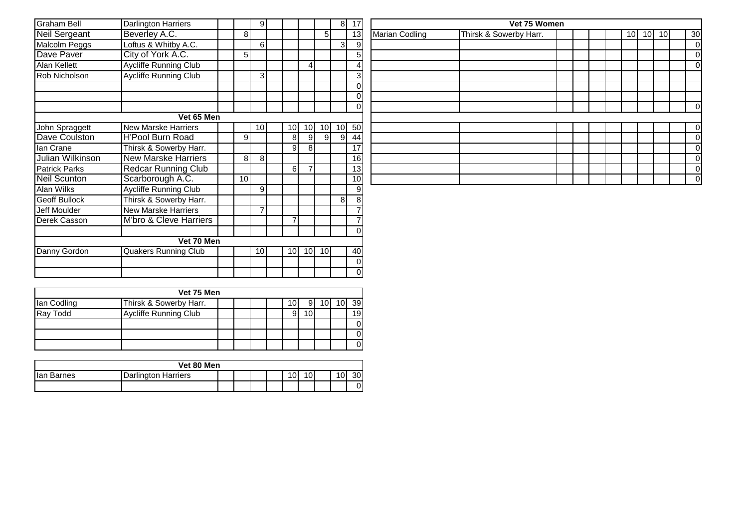| Name | Club | | | | | | | | | Total |
|---|---|---|---|---|---|---|---|---|---|---|
| Graham Bell | Darlington Harriers | | | 9 | | | | | 8 | 17 |
| Neil Sergeant | Beverley A.C. | | 8 | | | | | 5 | | 13 |
| Malcolm Peggs | Loftus & Whitby A.C. | | | 6 | | | | | 3 | 9 |
| Dave Paver | City of York A.C. | | 5 | | | | | | | 5 |
| Alan Kellett | Aycliffe Running Club | | | | | | 4 | | | 4 |
| Rob Nicholson | Aycliffe Running Club | | | 3 | | | | | | 3 |
| | | | | | | | | | | 0 |
| | | | | | | | | | | 0 |
| | | | | | | | | | | 0 |
| **Vet 65 Men** | | | | | | | | | | |
| John Spraggett | New Marske Harriers | | | 10 | | 10 | 10 | 10 | 10 | 50 |
| Dave Coulston | H'Pool Burn Road | | 9 | | | 8 | 9 | 9 | 9 | 44 |
| Ian Crane | Thirsk & Sowerby Harr. | | | | | 9 | 8 | | | 17 |
| Julian Wilkinson | New Marske Harriers | | 8 | 8 | | | | | | 16 |
| Patrick Parks | Redcar Running Club | | | | | 6 | 7 | | | 13 |
| Neil Scunton | Scarborough A.C. | | 10 | | | | | | | 10 |
| Alan Wilks | Aycliffe Running Club | | | 9 | | | | | | 9 |
| Geoff Bullock | Thirsk & Sowerby Harr. | | | | | | | | 8 | 8 |
| Jeff Moulder | New Marske Harriers | | | 7 | | | | | | 7 |
| Derek Casson | M'bro & Cleve Harriers | | | | | 7 | | | | 7 |
| | | | | | | | | | | 0 |
| **Vet 70 Men** | | | | | | | | | | |
| Danny Gordon | Quakers Running Club | | | 10 | | 10 | 10 | 10 | | 40 |
| | | | | | | | | | | 0 |
| | | | | | | | | | | 0 |

| **Vet 75 Men** | | | | | | | | | | |
|---|---|---|---|---|---|---|---|---|---|---|
| Ian Codling | Thirsk & Sowerby Harr. | | | | | 10 | 9 | 10 | 10 | 39 |
| Ray Todd | Aycliffe Running Club | | | | | 9 | 10 | | | 19 |
| | | | | | | | | | | 0 |
| | | | | | | | | | | 0 |
| | | | | | | | | | | 0 |

| **Vet 80 Men** | | | | | | | | | | |
|---|---|---|---|---|---|---|---|---|---|---|
| Ian Barnes | Darlington Harriers | | | | | 10 | 10 | | 10 | 30 |
| | | | | | | | | | | 0 |

| **Vet 75 Women** | | | | | | | | | | |
|---|---|---|---|---|---|---|---|---|---|---|
| Marian Codling | Thirsk & Sowerby Harr. | | | | | 10 | 10 | 10 | | 30 |
| | | | | | | | | | | 0 |
| | | | | | | | | | | 0 |
| | | | | | | | | | | 0 |
| | | | | | | | | | | |
| | | | | | | | | | | |
| | | | | | | | | | | 0 |
| | | | | | | | | | | |
| | | | | | | | | | | 0 |
| | | | | | | | | | | 0 |
| | | | | | | | | | | 0 |
| | | | | | | | | | | 0 |
| | | | | | | | | | | 0 |
| | | | | | | | | | | 0 |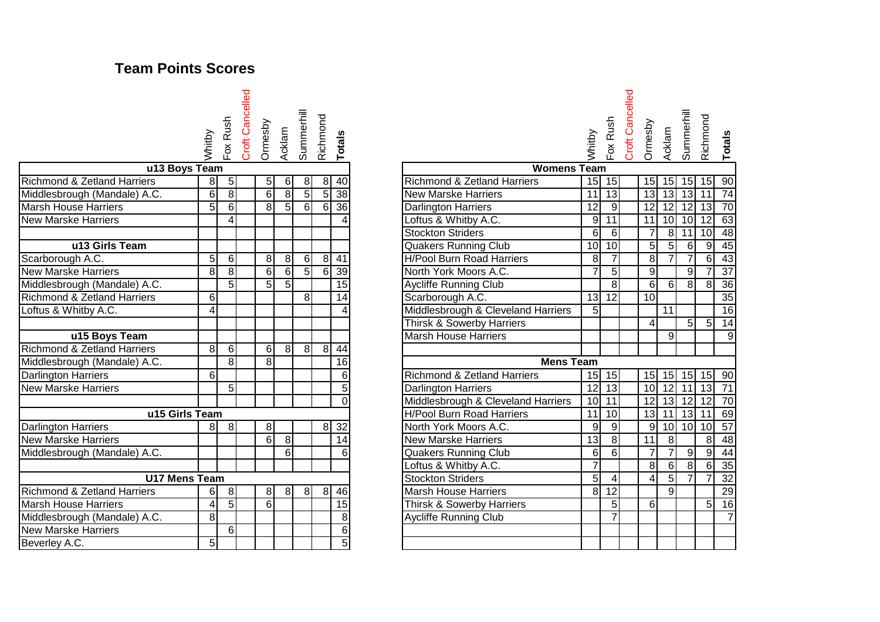## Team Points Scores

| | Whitby | Fox Rush | Croft Cancelled | Ormesby | Acklam | Summerhill | Richmond | Totals |
|---|---|---|---|---|---|---|---|---|
| **u13 Boys Team** | | | | | | | | |
| Richmond & Zetland Harriers | 8 | 5 | | 5 | 6 | 8 | 8 | 40 |
| Middlesbrough (Mandale) A.C. | 6 | 8 | | 6 | 8 | 5 | 5 | 38 |
| Marsh House Harriers | 5 | 6 | | 8 | 5 | 6 | 6 | 36 |
| New Marske Harriers | | 4 | | | | | | 4 |
| **u13 Girls Team** | | | | | | | | |
| Scarborough A.C. | 5 | 6 | | 8 | 8 | 6 | 8 | 41 |
| New Marske Harriers | 8 | 8 | | 6 | 6 | 5 | 6 | 39 |
| Middlesbrough (Mandale) A.C. | | 5 | | 5 | 5 | | | 15 |
| Richmond & Zetland Harriers | 6 | | | | | 8 | | 14 |
| Loftus & Whitby A.C. | 4 | | | | | | | 4 |
| **u15 Boys Team** | | | | | | | | |
| Richmond & Zetland Harriers | 8 | 6 | | 6 | 8 | 8 | 8 | 44 |
| Middlesbrough (Mandale) A.C. | | 8 | | 8 | | | | 16 |
| Darlington Harriers | 6 | | | | | | | 6 |
| New Marske Harriers | | 5 | | | | | | 5 |
| | | | | | | | | 0 |
| **u15 Girls Team** | | | | | | | | |
| Darlington Harriers | 8 | 8 | | 8 | | | 8 | 32 |
| New Marske Harriers | | | | 6 | 8 | | | 14 |
| Middlesbrough (Mandale) A.C. | | | | | 6 | | | 6 |
| **U17 Mens Team** | | | | | | | | |
| Richmond & Zetland Harriers | 6 | 8 | | 8 | 8 | 8 | 8 | 46 |
| Marsh House Harriers | 4 | 5 | | 6 | | | | 15 |
| Middlesbrough (Mandale) A.C. | 8 | | | | | | | 8 |
| New Marske Harriers | | 6 | | | | | | 6 |
| Beverley A.C. | 5 | | | | | | | 5 |

| | Whitby | Fox Rush | Croft Cancelled | Ormesby | Acklam | Summerhill | Richmond | Totals |
|---|---|---|---|---|---|---|---|---|
| **Womens Team** | | | | | | | | |
| Richmond & Zetland Harriers | 15 | 15 | | 15 | 15 | 15 | 15 | 90 |
| New Marske Harriers | 11 | 13 | | 13 | 13 | 13 | 11 | 74 |
| Darlington Harriers | 12 | 9 | | 12 | 12 | 12 | 13 | 70 |
| Loftus & Whitby A.C. | 9 | 11 | | 11 | 10 | 10 | 12 | 63 |
| Stockton Striders | 6 | 6 | | 7 | 8 | 11 | 10 | 48 |
| Quakers Running Club | 10 | 10 | | 5 | 5 | 6 | 9 | 45 |
| H/Pool Burn Road Harriers | 8 | 7 | | 8 | 7 | 7 | 6 | 43 |
| North York Moors A.C. | 7 | 5 | | 9 | | 9 | 7 | 37 |
| Aycliffe Running Club | | 8 | | 6 | 6 | 8 | 8 | 36 |
| Scarborough A.C. | 13 | 12 | | 10 | | | | 35 |
| Middlesbrough & Cleveland Harriers | 5 | | | | 11 | | | 16 |
| Thirsk & Sowerby Harriers | | | | 4 | | 5 | 5 | 14 |
| Marsh House Harriers | | | | | 9 | | | 9 |
| **Mens Team** | | | | | | | | |
| Richmond & Zetland Harriers | 15 | 15 | | 15 | 15 | 15 | 15 | 90 |
| Darlington Harriers | 12 | 13 | | 10 | 12 | 11 | 13 | 71 |
| Middlesbrough & Cleveland Harriers | 10 | 11 | | 12 | 13 | 12 | 12 | 70 |
| H/Pool Burn Road Harriers | 11 | 10 | | 13 | 11 | 13 | 11 | 69 |
| North York Moors A.C. | 9 | 9 | | 9 | 10 | 10 | 10 | 57 |
| New Marske Harriers | 13 | 8 | | 11 | 8 | | 8 | 48 |
| Quakers Running Club | 6 | 6 | | 7 | 7 | 9 | 9 | 44 |
| Loftus & Whitby A.C. | 7 | | | 8 | 6 | 8 | 6 | 35 |
| Stockton Striders | 5 | 4 | | 4 | 5 | 7 | 7 | 32 |
| Marsh House Harriers | 8 | 12 | | | 9 | | | 29 |
| Thirsk & Sowerby Harriers | | 5 | | 6 | | | 5 | 16 |
| Aycliffe Running Club | | 7 | | | | | | 7 |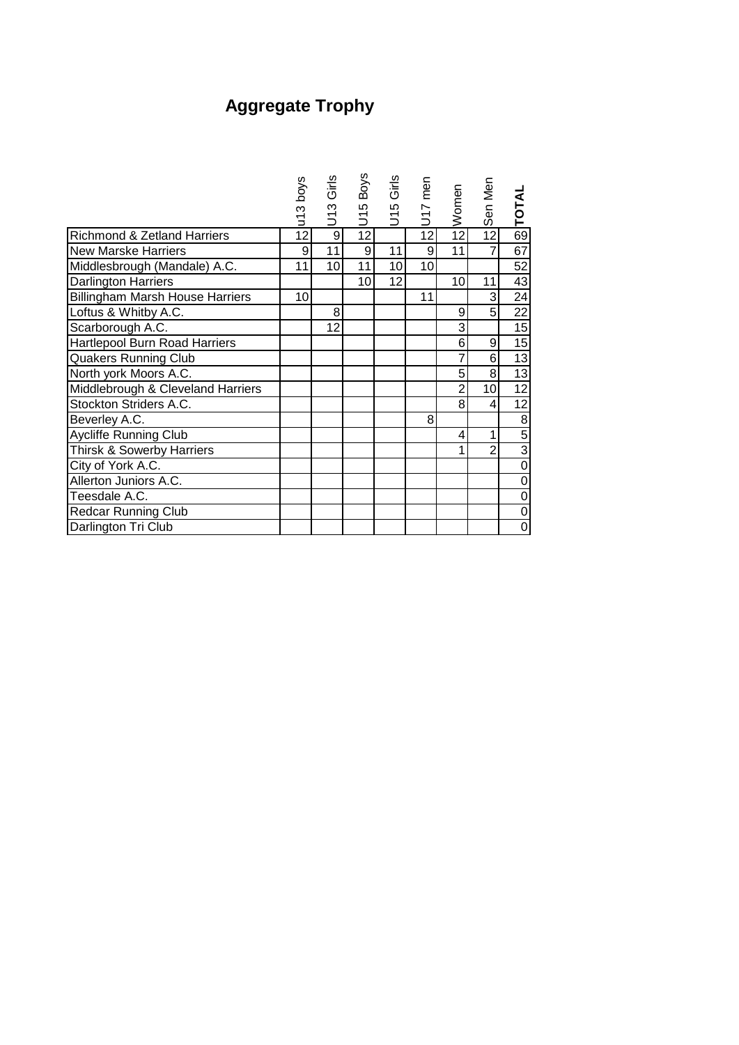# Aggregate Trophy

| | u13 boys | U13 Girls | U15 Boys | U15 Girls | U17 men | Women | Sen Men | **TOTAL** |
|---|---|---|---|---|---|---|---|---|
| Richmond & Zetland Harriers | 12 | 9 | 12 | | 12 | 12 | 12 | 69 |
| New Marske Harriers | 9 | 11 | 9 | 11 | 9 | 11 | 7 | 67 |
| Middlesbrough (Mandale) A.C. | 11 | 10 | 11 | 10 | 10 | | | 52 |
| Darlington Harriers | | | 10 | 12 | | 10 | 11 | 43 |
| Billingham Marsh House Harriers | 10 | | | | 11 | | 3 | 24 |
| Loftus & Whitby A.C. | | 8 | | | | 9 | 5 | 22 |
| Scarborough A.C. | | 12 | | | | 3 | | 15 |
| Hartlepool Burn Road Harriers | | | | | | 6 | 9 | 15 |
| Quakers Running Club | | | | | | 7 | 6 | 13 |
| North york Moors A.C. | | | | | | 5 | 8 | 13 |
| Middlebrough & Cleveland Harriers | | | | | | 2 | 10 | 12 |
| Stockton Striders A.C. | | | | | | 8 | 4 | 12 |
| Beverley A.C. | | | | | 8 | | | 8 |
| Aycliffe Running Club | | | | | | 4 | 1 | 5 |
| Thirsk & Sowerby Harriers | | | | | | 1 | 2 | 3 |
| City of York A.C. | | | | | | | | 0 |
| Allerton Juniors A.C. | | | | | | | | 0 |
| Teesdale A.C. | | | | | | | | 0 |
| Redcar Running Club | | | | | | | | 0 |
| Darlington Tri Club | | | | | | | | 0 |